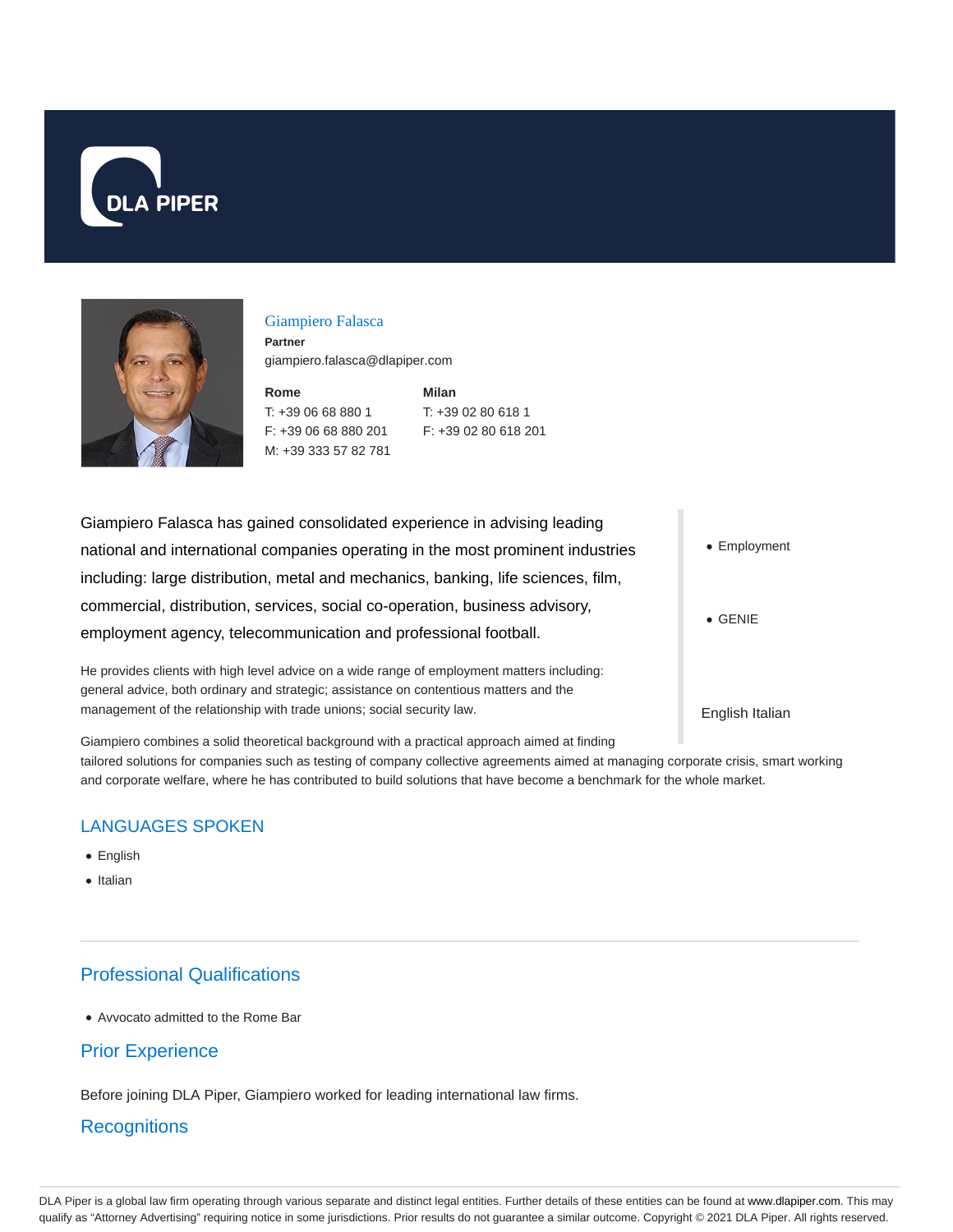DLA PIPER

## Giampiero Falasca

**Partner**

giampiero.falasca@dlapiper.com

**Rome**
T: +39 06 68 880 1
F: +39 06 68 880 201
M: +39 333 57 82 781

**Milan**
T: +39 02 80 618 1
F: +39 02 80 618 201

Giampiero Falasca has gained consolidated experience in advising leading national and international companies operating in the most prominent industries including: large distribution, metal and mechanics, banking, life sciences, film, commercial, distribution, services, social co-operation, business advisory, employment agency, telecommunication and professional football.

He provides clients with high level advice on a wide range of employment matters including: general advice, both ordinary and strategic; assistance on contentious matters and the management of the relationship with trade unions; social security law.

Giampiero combines a solid theoretical background with a practical approach aimed at finding tailored solutions for companies such as testing of company collective agreements aimed at managing corporate crisis, smart working and corporate welfare, where he has contributed to build solutions that have become a benchmark for the whole market.

- Employment
- GENIE

English Italian

## LANGUAGES SPOKEN

- English
- Italian

## Professional Qualifications

- Avvocato admitted to the Rome Bar

## Prior Experience

Before joining DLA Piper, Giampiero worked for leading international law firms.

## Recognitions

DLA Piper is a global law firm operating through various separate and distinct legal entities. Further details of these entities can be found at www.dlapiper.com. This may qualify as "Attorney Advertising" requiring notice in some jurisdictions. Prior results do not guarantee a similar outcome. Copyright © 2021 DLA Piper. All rights reserved.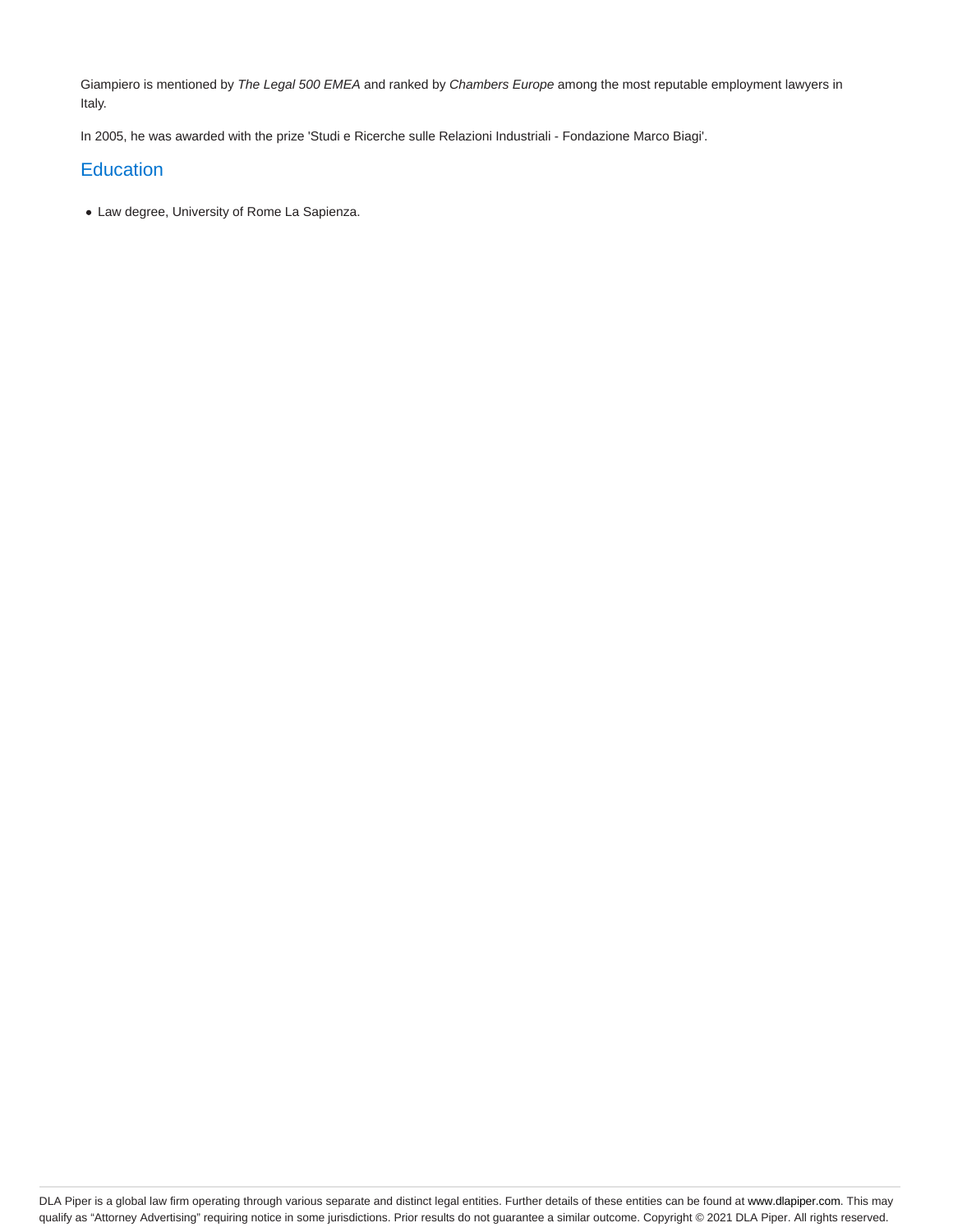Giampiero is mentioned by *The Legal 500 EMEA* and ranked by *Chambers Europe* among the most reputable employment lawyers in Italy.

In 2005, he was awarded with the prize 'Studi e Ricerche sulle Relazioni Industriali - Fondazione Marco Biagi'.

## Education

- Law degree, University of Rome La Sapienza.

DLA Piper is a global law firm operating through various separate and distinct legal entities. Further details of these entities can be found at www.dlapiper.com. This may qualify as "Attorney Advertising" requiring notice in some jurisdictions. Prior results do not guarantee a similar outcome. Copyright © 2021 DLA Piper. All rights reserved.